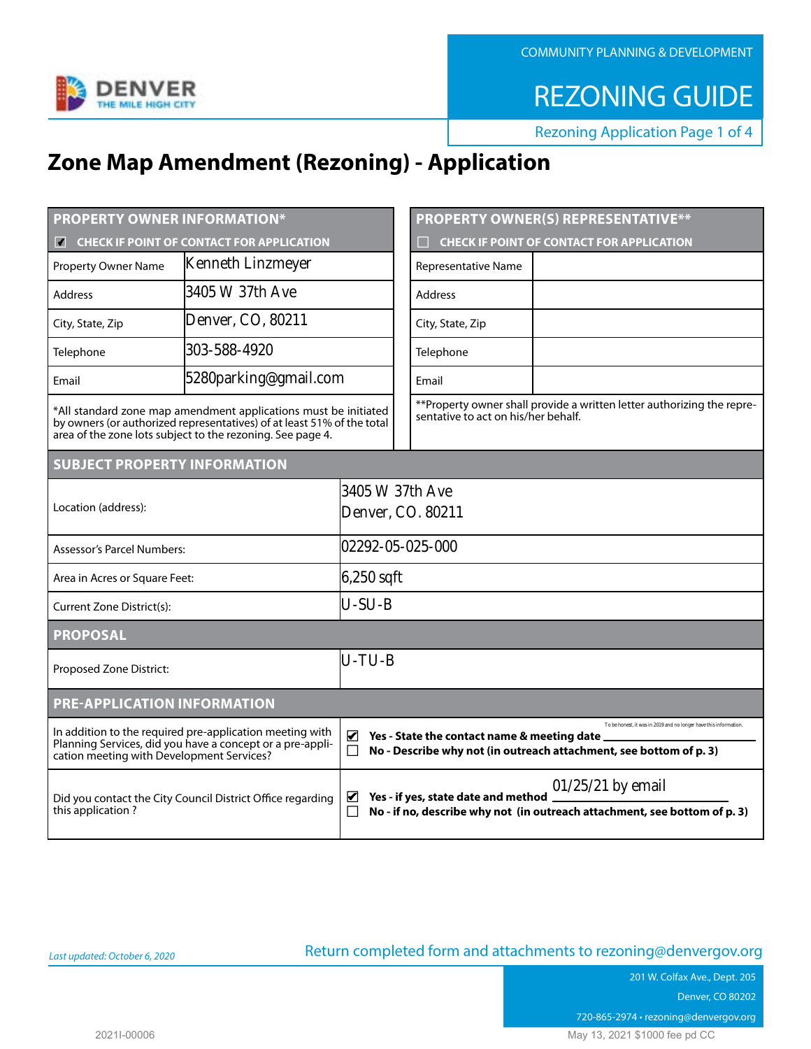COMMUNITY PLANNING & DEVELOPMENT

# REZONING GUIDE

Rezoning Application Page 1 of 4

# Zone Map Amendment (Rezoning) - Application

| PROPERTY OWNER INFORMATION* | |
|---|---|
| ☑ CHECK IF POINT OF CONTACT FOR APPLICATION | |
| Property Owner Name | Kenneth Linzmeyer |
| Address | 3405 W 37th Ave |
| City, State, Zip | Denver, CO, 80211 |
| Telephone | 303-588-4920 |
| Email | 5280parking@gmail.com |

*All standard zone map amendment applications must be initiated by owners (or authorized representatives) of at least 51% of the total area of the zone lots subject to the rezoning. See page 4.

| PROPERTY OWNER(S) REPRESENTATIVE** | |
|---|---|
| ☐ CHECK IF POINT OF CONTACT FOR APPLICATION | |
| Representative Name | |
| Address | |
| City, State, Zip | |
| Telephone | |
| Email | |

**Property owner shall provide a written letter authorizing the representative to act on his/her behalf.

| SUBJECT PROPERTY INFORMATION | |
|---|---|
| Location (address): | 3405 W 37th Ave<br>Denver, CO. 80211 |
| Assessor's Parcel Numbers: | 02292-05-025-000 |
| Area in Acres or Square Feet: | 6,250 sqft |
| Current Zone District(s): | U-SU-B |

| PROPOSAL | |
|---|---|
| Proposed Zone District: | U-TU-B |

| PRE-APPLICATION INFORMATION | |
|---|---|
| In addition to the required pre-application meeting with Planning Services, did you have a concept or a pre-application meeting with Development Services? | ☑ Yes - State the contact name & meeting date To be honest, it was in 2019 and no longer have this information.<br>☐ No - Describe why not (in outreach attachment, see bottom of p. 3) |
| Did you contact the City Council District Office regarding this application ? | ☑ Yes - if yes, state date and method 01/25/21 by email<br>☐ No - if no, describe why not (in outreach attachment, see bottom of p. 3) |

*Last updated: October 6, 2020*

Return completed form and attachments to rezoning@denvergov.org

201 W. Colfax Ave., Dept. 205
Denver, CO 80202
720-865-2974 • rezoning@denvergov.org

2021I-00006

May 13, 2021 $1000 fee pd CC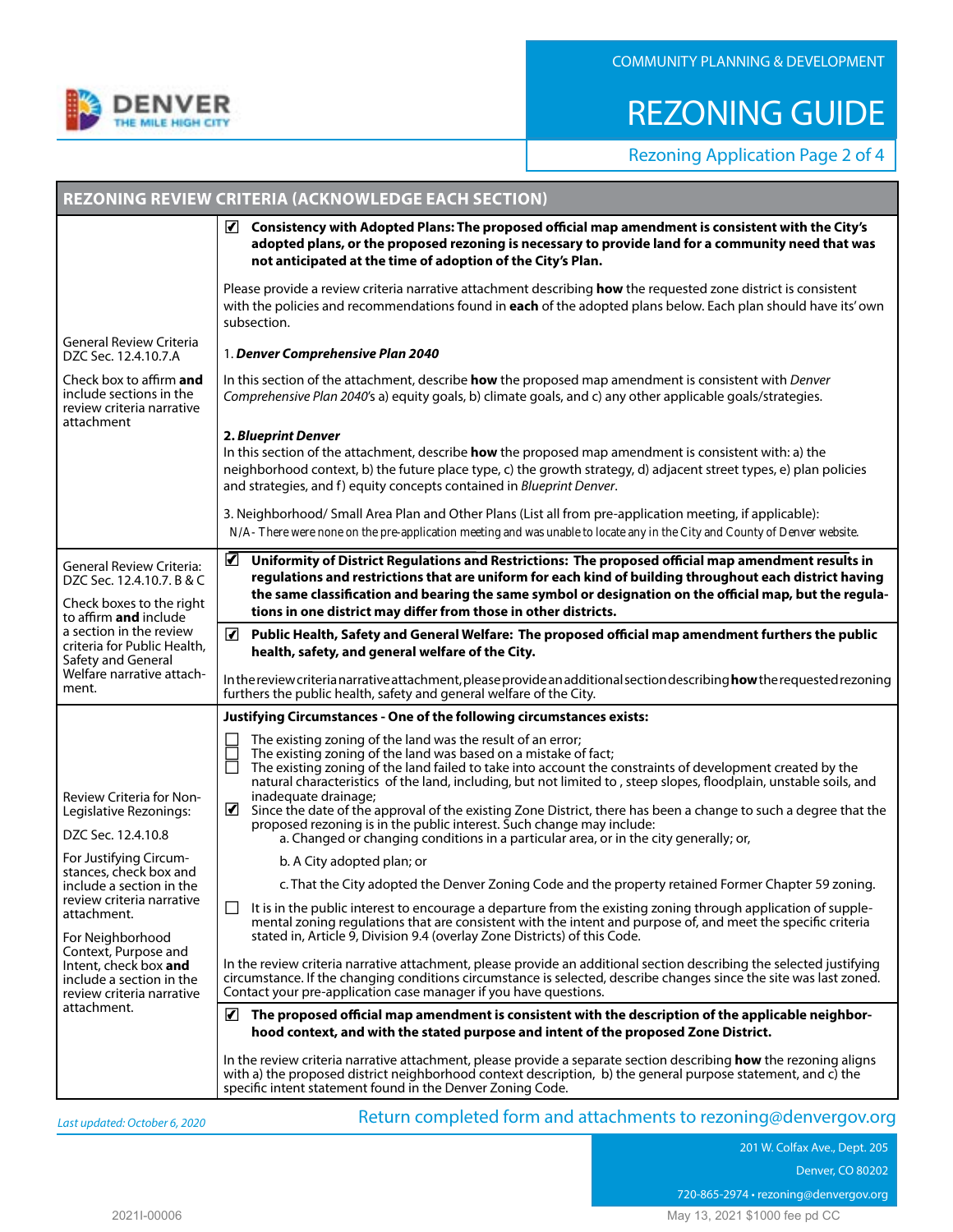COMMUNITY PLANNING & DEVELOPMENT

# REZONING GUIDE

Rezoning Application Page 2 of 4

## REZONING REVIEW CRITERIA (ACKNOWLEDGE EACH SECTION)

| | |
|---|---|
| General Review Criteria DZC Sec. 12.4.10.7.A<br><br>Check box to affirm **and** include sections in the review criteria narrative attachment | ☑ **Consistency with Adopted Plans: The proposed official map amendment is consistent with the City's adopted plans, or the proposed rezoning is necessary to provide land for a community need that was not anticipated at the time of adoption of the City's Plan.**<br><br>Please provide a review criteria narrative attachment describing **how** the requested zone district is consistent with the policies and recommendations found in **each** of the adopted plans below. Each plan should have its' own subsection.<br><br>1. ***Denver Comprehensive Plan 2040***<br><br>In this section of the attachment, describe **how** the proposed map amendment is consistent with *Denver Comprehensive Plan 2040*'s a) equity goals, b) climate goals, and c) any other applicable goals/strategies.<br><br>**2. *Blueprint Denver***<br>In this section of the attachment, describe **how** the proposed map amendment is consistent with: a) the neighborhood context, b) the future place type, c) the growth strategy, d) adjacent street types, e) plan policies and strategies, and f) equity concepts contained in *Blueprint Denver*.<br><br>3. Neighborhood/ Small Area Plan and Other Plans (List all from pre-application meeting, if applicable):<br>N/A - There were none on the pre-application meeting and was unable to locate any in the City and County of Denver website. |
| General Review Criteria: DZC Sec. 12.4.10.7. B & C<br><br>Check boxes to the right to affirm **and** include a section in the review criteria for Public Health, Safety and General Welfare narrative attachment. | ☑ **Uniformity of District Regulations and Restrictions: The proposed official map amendment results in regulations and restrictions that are uniform for each kind of building throughout each district having the same classification and bearing the same symbol or designation on the official map, but the regulations in one district may differ from those in other districts.**<br><br>☑ **Public Health, Safety and General Welfare: The proposed official map amendment furthers the public health, safety, and general welfare of the City.**<br><br>In the review criteria narrative attachment, please provide an additional section describing **how** the requested rezoning furthers the public health, safety and general welfare of the City. |
| Review Criteria for Non-Legislative Rezonings:<br><br>DZC Sec. 12.4.10.8<br><br>For Justifying Circumstances, check box and include a section in the review criteria narrative attachment.<br><br>For Neighborhood Context, Purpose and Intent, check box **and** include a section in the review criteria narrative attachment. | **Justifying Circumstances - One of the following circumstances exists:**<br><br>☐ The existing zoning of the land was the result of an error;<br>☐ The existing zoning of the land was based on a mistake of fact;<br>☐ The existing zoning of the land failed to take into account the constraints of development created by the natural characteristics of the land, including, but not limited to , steep slopes, floodplain, unstable soils, and inadequate drainage;<br>☑ Since the date of the approval of the existing Zone District, there has been a change to such a degree that the proposed rezoning is in the public interest. Such change may include:<br>a. Changed or changing conditions in a particular area, or in the city generally; or,<br>b. A City adopted plan; or<br>c. That the City adopted the Denver Zoning Code and the property retained Former Chapter 59 zoning.<br><br>☐ It is in the public interest to encourage a departure from the existing zoning through application of supplemental zoning regulations that are consistent with the intent and purpose of, and meet the specific criteria stated in, Article 9, Division 9.4 (overlay Zone Districts) of this Code.<br><br>In the review criteria narrative attachment, please provide an additional section describing the selected justifying circumstance. If the changing conditions circumstance is selected, describe changes since the site was last zoned. Contact your pre-application case manager if you have questions.<br><br>☑ **The proposed official map amendment is consistent with the description of the applicable neighborhood context, and with the stated purpose and intent of the proposed Zone District.**<br><br>In the review criteria narrative attachment, please provide a separate section describing **how** the rezoning aligns with a) the proposed district neighborhood context description, b) the general purpose statement, and c) the specific intent statement found in the Denver Zoning Code. |

*Last updated: October 6, 2020*

Return completed form and attachments to rezoning@denvergov.org

201 W. Colfax Ave., Dept. 205
Denver, CO 80202
720-865-2974 • rezoning@denvergov.org

2021I-00006

May 13, 2021 $1000 fee pd CC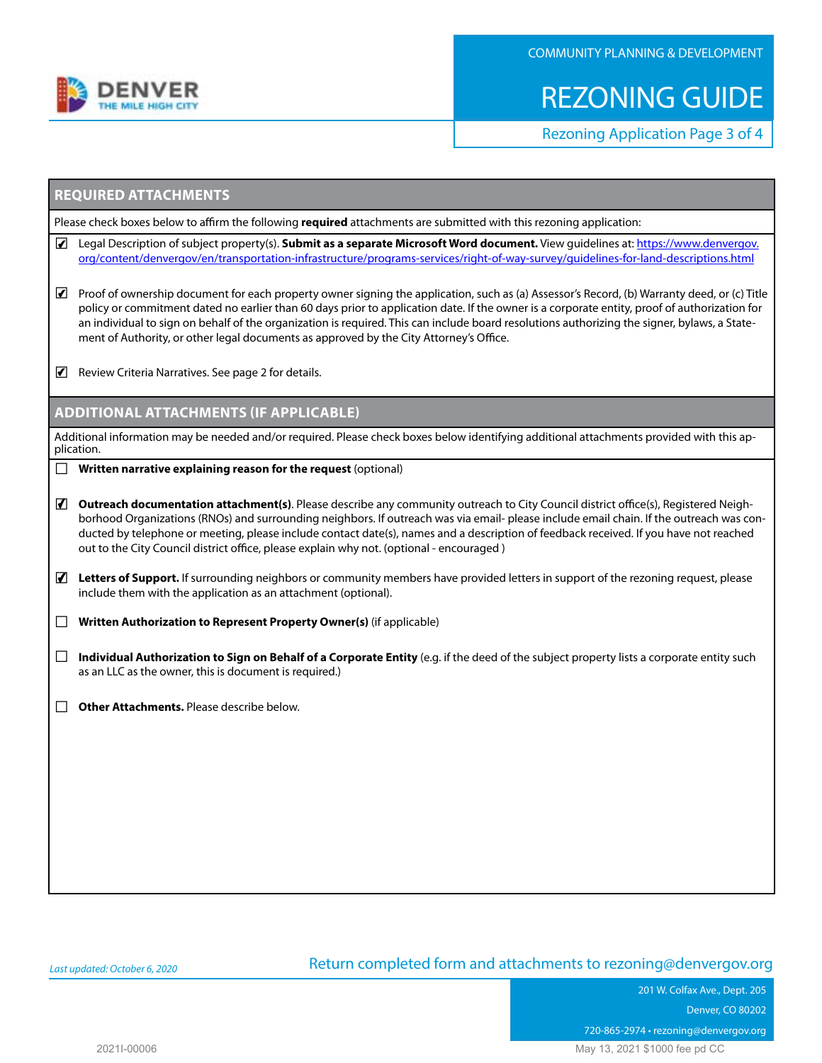## REQUIRED ATTACHMENTS

Please check boxes below to affirm the following **required** attachments are submitted with this rezoning application:

- ☑ Legal Description of subject property(s). **Submit as a separate Microsoft Word document.** View guidelines at: https://www.denvergov.org/content/denvergov/en/transportation-infrastructure/programs-services/right-of-way-survey/guidelines-for-land-descriptions.html

- ☑ Proof of ownership document for each property owner signing the application, such as (a) Assessor's Record, (b) Warranty deed, or (c) Title policy or commitment dated no earlier than 60 days prior to application date. If the owner is a corporate entity, proof of authorization for an individual to sign on behalf of the organization is required. This can include board resolutions authorizing the signer, bylaws, a Statement of Authority, or other legal documents as approved by the City Attorney's Office.

- ☑ Review Criteria Narratives. See page 2 for details.

## ADDITIONAL ATTACHMENTS (IF APPLICABLE)

Additional information may be needed and/or required. Please check boxes below identifying additional attachments provided with this application.

- ☐ **Written narrative explaining reason for the request** (optional)

- ☑ **Outreach documentation attachment(s)**. Please describe any community outreach to City Council district office(s), Registered Neighborhood Organizations (RNOs) and surrounding neighbors. If outreach was via email- please include email chain. If the outreach was conducted by telephone or meeting, please include contact date(s), names and a description of feedback received. If you have not reached out to the City Council district office, please explain why not. (optional - encouraged )

- ☑ **Letters of Support.** If surrounding neighbors or community members have provided letters in support of the rezoning request, please include them with the application as an attachment (optional).

- ☐ **Written Authorization to Represent Property Owner(s)** (if applicable)

- ☐ **Individual Authorization to Sign on Behalf of a Corporate Entity** (e.g. if the deed of the subject property lists a corporate entity such as an LLC as the owner, this is document is required.)

- ☐ **Other Attachments.** Please describe below.

*Last updated: October 6, 2020*

Return completed form and attachments to rezoning@denvergov.org

201 W. Colfax Ave., Dept. 205
Denver, CO 80202
720-865-2974 • rezoning@denvergov.org

2021I-00006

May 13, 2021 $1000 fee pd CC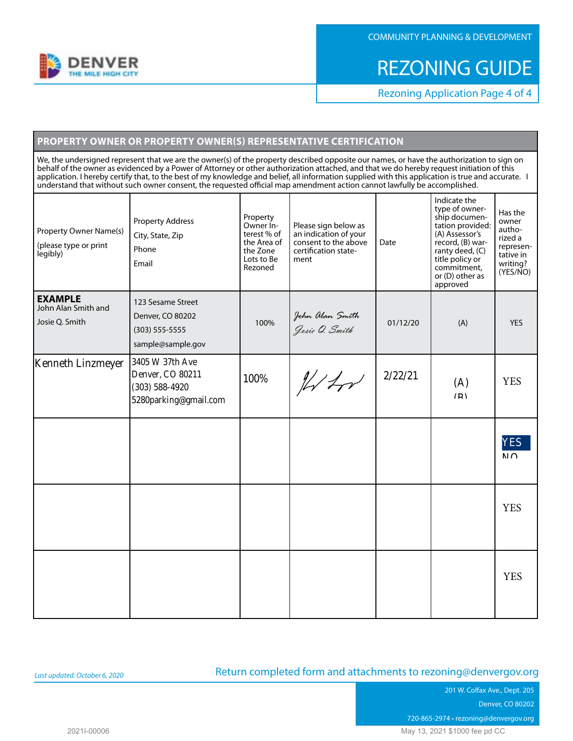# PROPERTY OWNER OR PROPERTY OWNER(S) REPRESENTATIVE CERTIFICATION

We, the undersigned represent that we are the owner(s) of the property described opposite our names, or have the authorization to sign on behalf of the owner as evidenced by a Power of Attorney or other authorization attached, and that we do hereby request initiation of this application. I hereby certify that, to the best of my knowledge and belief, all information supplied with this application is true and accurate. I understand that without such owner consent, the requested official map amendment action cannot lawfully be accomplished.

| Property Owner Name(s) (please type or print legibly) | Property Address City, State, Zip Phone Email | Property Owner Interest % of the Area of the Zone Lots to Be Rezoned | Please sign below as an indication of your consent to the above certification statement | Date | Indicate the type of ownership documentation provided: (A) Assessor's record, (B) warranty deed, (C) title policy or commitment, or (D) other as approved | Has the owner authorized a representative in writing? (YES/NO) |
|---|---|---|---|---|---|---|
| **EXAMPLE** John Alan Smith and Josie Q. Smith | 123 Sesame Street Denver, CO 80202 (303) 555-5555 sample@sample.gov | 100% | *John Alan Smith* *Josie Q. Smith* | 01/12/20 | (A) | YES |
| Kenneth Linzmeyer | 3405 W 37th Ave Denver, CO 80211 (303) 588-4920 5280parking@gmail.com | 100% | [signature] | 2/22/21 | (A) (B) | YES |
| | | | | | | YES NO |
| | | | | | | YES |
| | | | | | | YES |

*Last updated: October 6, 2020*

Return completed form and attachments to rezoning@denvergov.org

201 W. Colfax Ave., Dept. 205
Denver, CO 80202
720-865-2974 • rezoning@denvergov.org

2021I-00006

May 13, 2021 $1000 fee pd CC